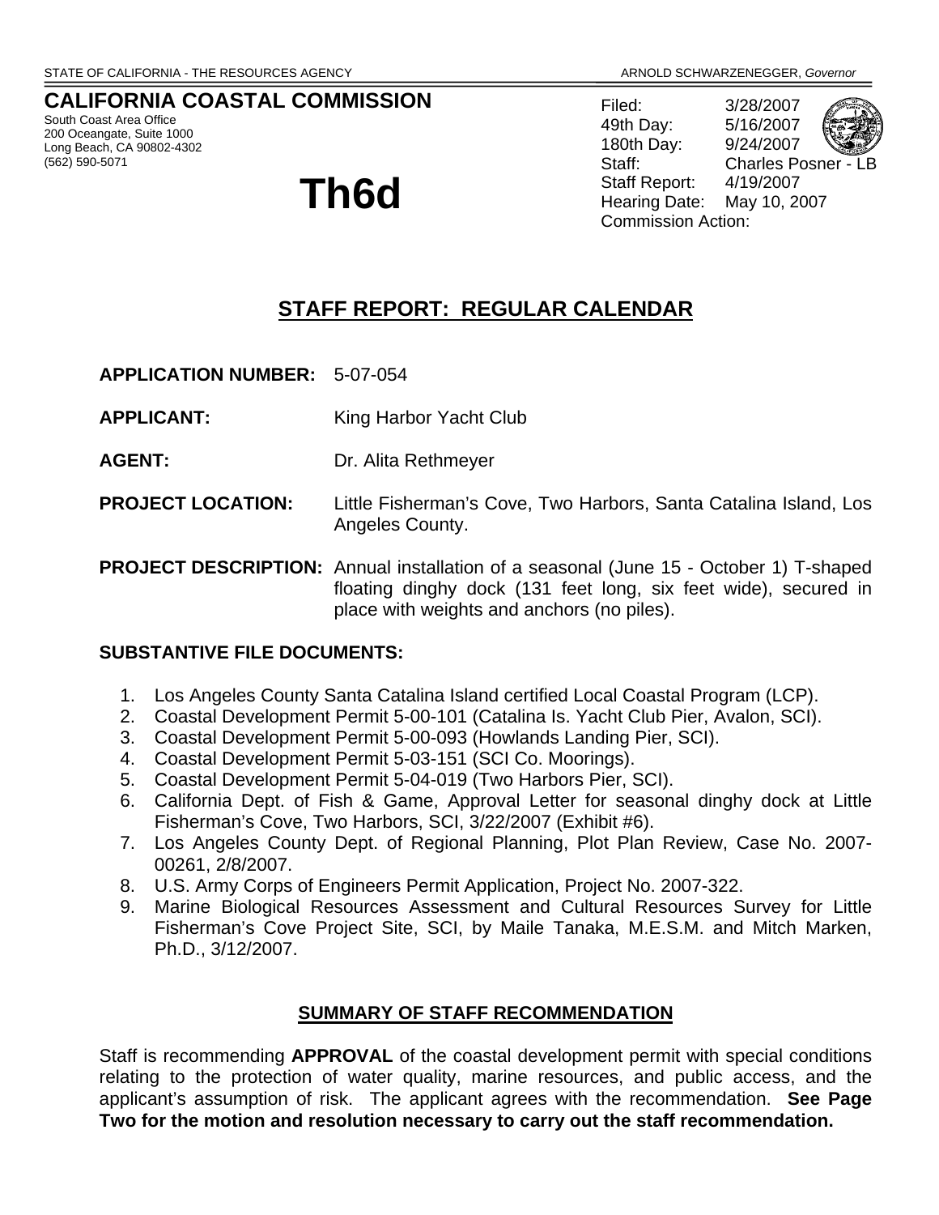STATE OF CALIFORNIA - THE RESOURCES AGENCY ARNOLD SCHWARZENEGGER, *Governor*

## CALIFORNIA COASTAL COMMISSION

South Coast Area Office
200 Oceangate, Suite 1000
Long Beach, CA 90802-4302
(562) 590-5071

# Th6d

Filed: 3/28/2007
49th Day: 5/16/2007
180th Day: 9/24/2007
Staff: Charles Posner - LB
Staff Report: 4/19/2007
Hearing Date: May 10, 2007
Commission Action:

## STAFF REPORT: REGULAR CALENDAR

**APPLICATION NUMBER:** 5-07-054

**APPLICANT:** King Harbor Yacht Club

**AGENT:** Dr. Alita Rethmeyer

**PROJECT LOCATION:** Little Fisherman's Cove, Two Harbors, Santa Catalina Island, Los Angeles County.

**PROJECT DESCRIPTION:** Annual installation of a seasonal (June 15 - October 1) T-shaped floating dinghy dock (131 feet long, six feet wide), secured in place with weights and anchors (no piles).

**SUBSTANTIVE FILE DOCUMENTS:**

1. Los Angeles County Santa Catalina Island certified Local Coastal Program (LCP).
2. Coastal Development Permit 5-00-101 (Catalina Is. Yacht Club Pier, Avalon, SCI).
3. Coastal Development Permit 5-00-093 (Howlands Landing Pier, SCI).
4. Coastal Development Permit 5-03-151 (SCI Co. Moorings).
5. Coastal Development Permit 5-04-019 (Two Harbors Pier, SCI).
6. California Dept. of Fish & Game, Approval Letter for seasonal dinghy dock at Little Fisherman's Cove, Two Harbors, SCI, 3/22/2007 (Exhibit #6).
7. Los Angeles County Dept. of Regional Planning, Plot Plan Review, Case No. 2007-00261, 2/8/2007.
8. U.S. Army Corps of Engineers Permit Application, Project No. 2007-322.
9. Marine Biological Resources Assessment and Cultural Resources Survey for Little Fisherman's Cove Project Site, SCI, by Maile Tanaka, M.E.S.M. and Mitch Marken, Ph.D., 3/12/2007.

### SUMMARY OF STAFF RECOMMENDATION

Staff is recommending **APPROVAL** of the coastal development permit with special conditions relating to the protection of water quality, marine resources, and public access, and the applicant's assumption of risk. The applicant agrees with the recommendation. **See Page Two for the motion and resolution necessary to carry out the staff recommendation.**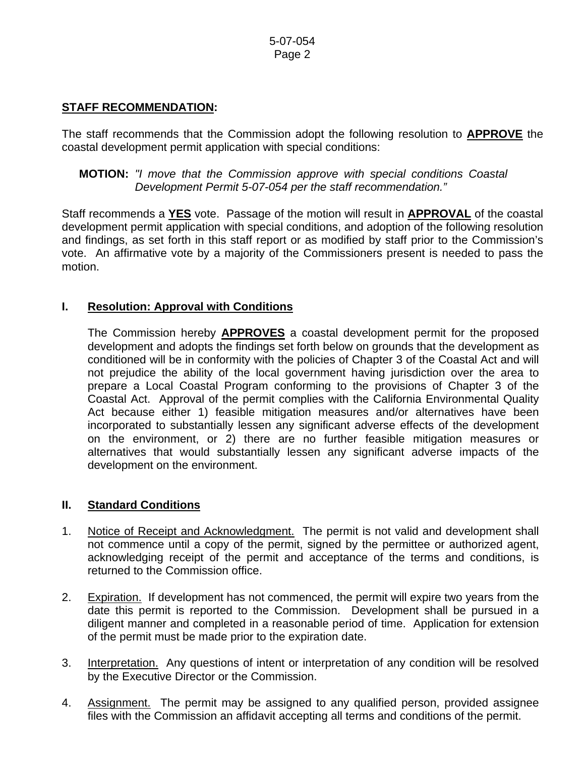## STAFF RECOMMENDATION:

The staff recommends that the Commission adopt the following resolution to **APPROVE** the coastal development permit application with special conditions:

> **MOTION:** *"I move that the Commission approve with special conditions Coastal Development Permit 5-07-054 per the staff recommendation."*

Staff recommends a **YES** vote. Passage of the motion will result in **APPROVAL** of the coastal development permit application with special conditions, and adoption of the following resolution and findings, as set forth in this staff report or as modified by staff prior to the Commission's vote. An affirmative vote by a majority of the Commissioners present is needed to pass the motion.

## I. Resolution: Approval with Conditions

The Commission hereby **APPROVES** a coastal development permit for the proposed development and adopts the findings set forth below on grounds that the development as conditioned will be in conformity with the policies of Chapter 3 of the Coastal Act and will not prejudice the ability of the local government having jurisdiction over the area to prepare a Local Coastal Program conforming to the provisions of Chapter 3 of the Coastal Act. Approval of the permit complies with the California Environmental Quality Act because either 1) feasible mitigation measures and/or alternatives have been incorporated to substantially lessen any significant adverse effects of the development on the environment, or 2) there are no further feasible mitigation measures or alternatives that would substantially lessen any significant adverse impacts of the development on the environment.

## II. Standard Conditions

1. Notice of Receipt and Acknowledgment. The permit is not valid and development shall not commence until a copy of the permit, signed by the permittee or authorized agent, acknowledging receipt of the permit and acceptance of the terms and conditions, is returned to the Commission office.

2. Expiration. If development has not commenced, the permit will expire two years from the date this permit is reported to the Commission. Development shall be pursued in a diligent manner and completed in a reasonable period of time. Application for extension of the permit must be made prior to the expiration date.

3. Interpretation. Any questions of intent or interpretation of any condition will be resolved by the Executive Director or the Commission.

4. Assignment. The permit may be assigned to any qualified person, provided assignee files with the Commission an affidavit accepting all terms and conditions of the permit.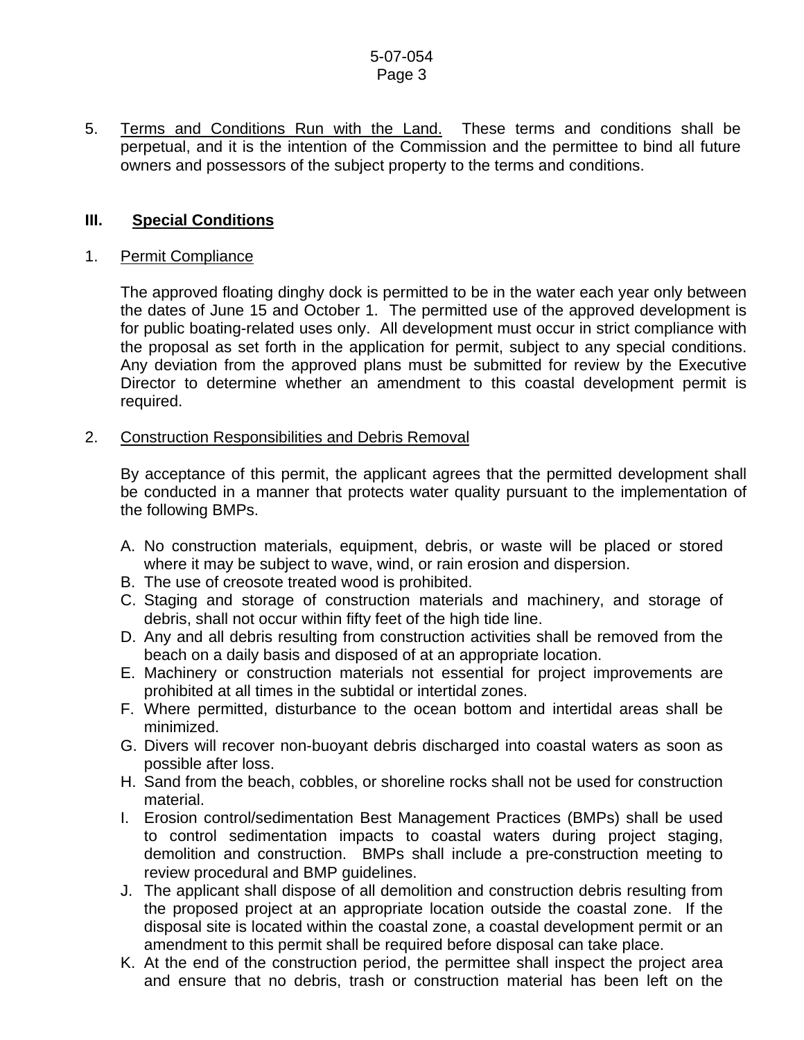5. Terms and Conditions Run with the Land. These terms and conditions shall be perpetual, and it is the intention of the Commission and the permittee to bind all future owners and possessors of the subject property to the terms and conditions.

## III. Special Conditions

1. Permit Compliance

   The approved floating dinghy dock is permitted to be in the water each year only between the dates of June 15 and October 1. The permitted use of the approved development is for public boating-related uses only. All development must occur in strict compliance with the proposal as set forth in the application for permit, subject to any special conditions. Any deviation from the approved plans must be submitted for review by the Executive Director to determine whether an amendment to this coastal development permit is required.

2. Construction Responsibilities and Debris Removal

   By acceptance of this permit, the applicant agrees that the permitted development shall be conducted in a manner that protects water quality pursuant to the implementation of the following BMPs.

   A. No construction materials, equipment, debris, or waste will be placed or stored where it may be subject to wave, wind, or rain erosion and dispersion.
   B. The use of creosote treated wood is prohibited.
   C. Staging and storage of construction materials and machinery, and storage of debris, shall not occur within fifty feet of the high tide line.
   D. Any and all debris resulting from construction activities shall be removed from the beach on a daily basis and disposed of at an appropriate location.
   E. Machinery or construction materials not essential for project improvements are prohibited at all times in the subtidal or intertidal zones.
   F. Where permitted, disturbance to the ocean bottom and intertidal areas shall be minimized.
   G. Divers will recover non-buoyant debris discharged into coastal waters as soon as possible after loss.
   H. Sand from the beach, cobbles, or shoreline rocks shall not be used for construction material.
   I. Erosion control/sedimentation Best Management Practices (BMPs) shall be used to control sedimentation impacts to coastal waters during project staging, demolition and construction. BMPs shall include a pre-construction meeting to review procedural and BMP guidelines.
   J. The applicant shall dispose of all demolition and construction debris resulting from the proposed project at an appropriate location outside the coastal zone. If the disposal site is located within the coastal zone, a coastal development permit or an amendment to this permit shall be required before disposal can take place.
   K. At the end of the construction period, the permittee shall inspect the project area and ensure that no debris, trash or construction material has been left on the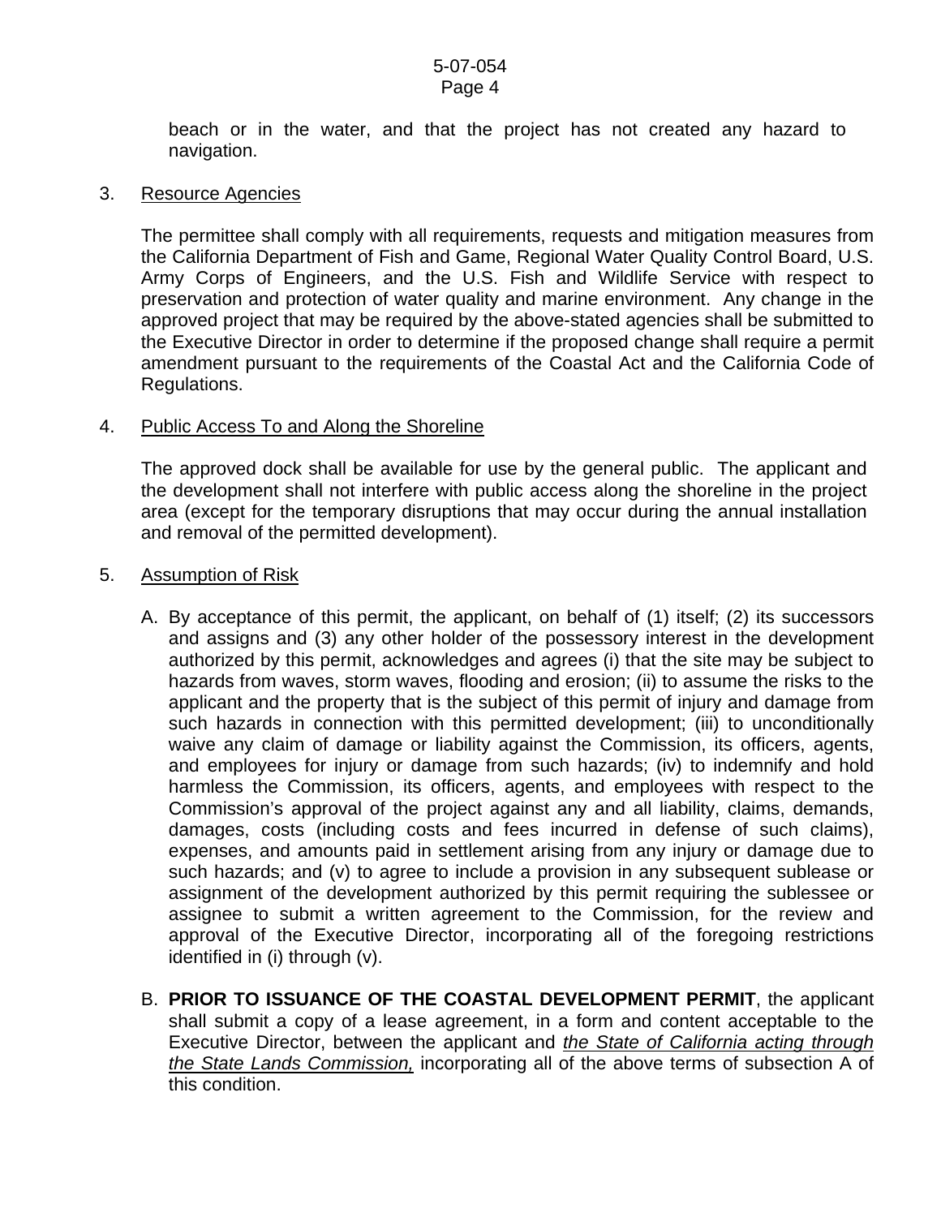beach or in the water, and that the project has not created any hazard to navigation.

3. Resource Agencies

   The permittee shall comply with all requirements, requests and mitigation measures from the California Department of Fish and Game, Regional Water Quality Control Board, U.S. Army Corps of Engineers, and the U.S. Fish and Wildlife Service with respect to preservation and protection of water quality and marine environment. Any change in the approved project that may be required by the above-stated agencies shall be submitted to the Executive Director in order to determine if the proposed change shall require a permit amendment pursuant to the requirements of the Coastal Act and the California Code of Regulations.

4. Public Access To and Along the Shoreline

   The approved dock shall be available for use by the general public. The applicant and the development shall not interfere with public access along the shoreline in the project area (except for the temporary disruptions that may occur during the annual installation and removal of the permitted development).

5. Assumption of Risk

   A. By acceptance of this permit, the applicant, on behalf of (1) itself; (2) its successors and assigns and (3) any other holder of the possessory interest in the development authorized by this permit, acknowledges and agrees (i) that the site may be subject to hazards from waves, storm waves, flooding and erosion; (ii) to assume the risks to the applicant and the property that is the subject of this permit of injury and damage from such hazards in connection with this permitted development; (iii) to unconditionally waive any claim of damage or liability against the Commission, its officers, agents, and employees for injury or damage from such hazards; (iv) to indemnify and hold harmless the Commission, its officers, agents, and employees with respect to the Commission's approval of the project against any and all liability, claims, demands, damages, costs (including costs and fees incurred in defense of such claims), expenses, and amounts paid in settlement arising from any injury or damage due to such hazards; and (v) to agree to include a provision in any subsequent sublease or assignment of the development authorized by this permit requiring the sublessee or assignee to submit a written agreement to the Commission, for the review and approval of the Executive Director, incorporating all of the foregoing restrictions identified in (i) through (v).

   B. **PRIOR TO ISSUANCE OF THE COASTAL DEVELOPMENT PERMIT**, the applicant shall submit a copy of a lease agreement, in a form and content acceptable to the Executive Director, between the applicant and *the State of California acting through the State Lands Commission,* incorporating all of the above terms of subsection A of this condition.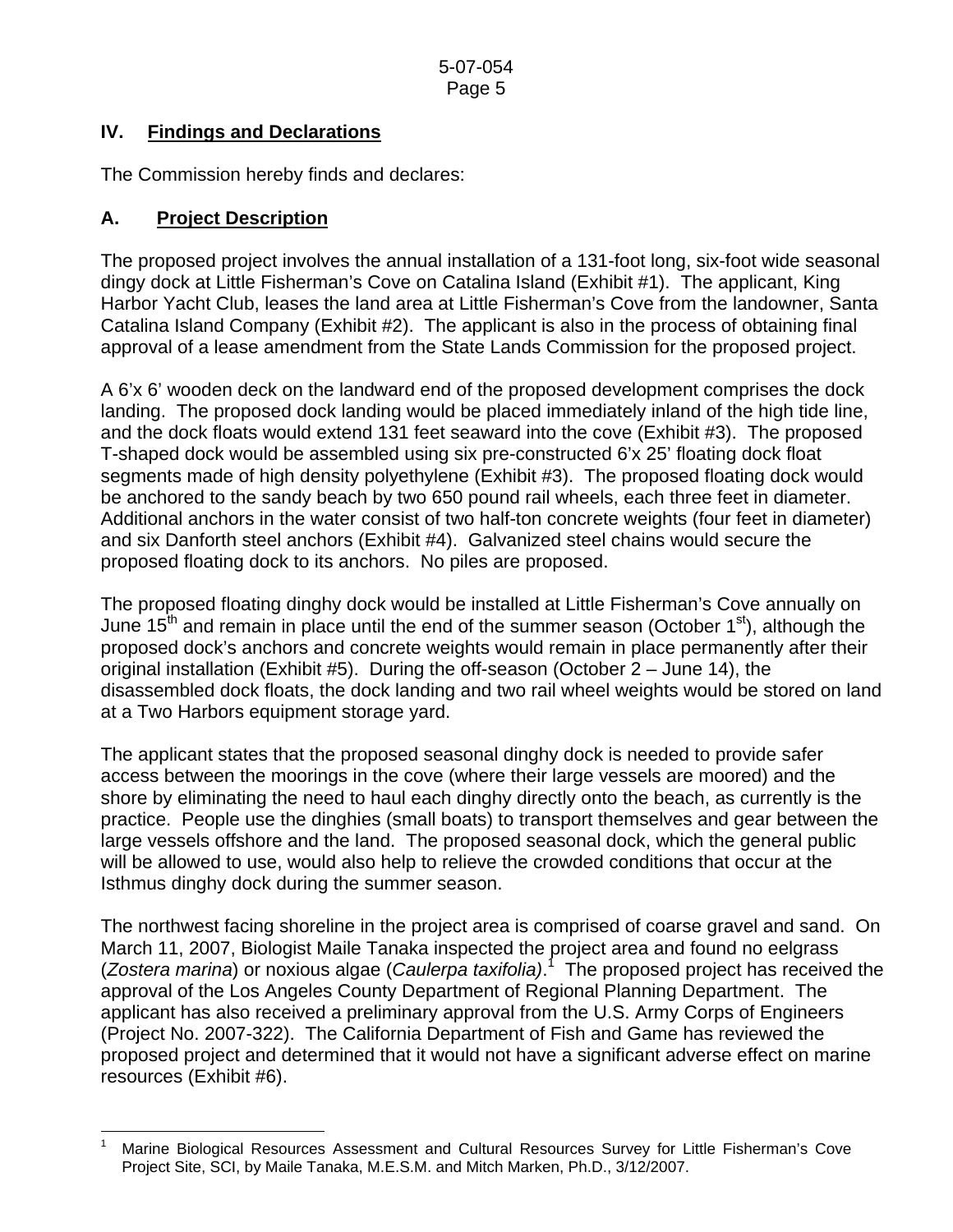## IV. Findings and Declarations

The Commission hereby finds and declares:

### A. Project Description

The proposed project involves the annual installation of a 131-foot long, six-foot wide seasonal dingy dock at Little Fisherman's Cove on Catalina Island (Exhibit #1). The applicant, King Harbor Yacht Club, leases the land area at Little Fisherman's Cove from the landowner, Santa Catalina Island Company (Exhibit #2). The applicant is also in the process of obtaining final approval of a lease amendment from the State Lands Commission for the proposed project.

A 6'x 6' wooden deck on the landward end of the proposed development comprises the dock landing. The proposed dock landing would be placed immediately inland of the high tide line, and the dock floats would extend 131 feet seaward into the cove (Exhibit #3). The proposed T-shaped dock would be assembled using six pre-constructed 6'x 25' floating dock float segments made of high density polyethylene (Exhibit #3). The proposed floating dock would be anchored to the sandy beach by two 650 pound rail wheels, each three feet in diameter. Additional anchors in the water consist of two half-ton concrete weights (four feet in diameter) and six Danforth steel anchors (Exhibit #4). Galvanized steel chains would secure the proposed floating dock to its anchors. No piles are proposed.

The proposed floating dinghy dock would be installed at Little Fisherman's Cove annually on June 15th and remain in place until the end of the summer season (October 1st), although the proposed dock's anchors and concrete weights would remain in place permanently after their original installation (Exhibit #5). During the off-season (October 2 – June 14), the disassembled dock floats, the dock landing and two rail wheel weights would be stored on land at a Two Harbors equipment storage yard.

The applicant states that the proposed seasonal dinghy dock is needed to provide safer access between the moorings in the cove (where their large vessels are moored) and the shore by eliminating the need to haul each dinghy directly onto the beach, as currently is the practice. People use the dinghies (small boats) to transport themselves and gear between the large vessels offshore and the land. The proposed seasonal dock, which the general public will be allowed to use, would also help to relieve the crowded conditions that occur at the Isthmus dinghy dock during the summer season.

The northwest facing shoreline in the project area is comprised of coarse gravel and sand. On March 11, 2007, Biologist Maile Tanaka inspected the project area and found no eelgrass (*Zostera marina*) or noxious algae (*Caulerpa taxifolia*).[1] The proposed project has received the approval of the Los Angeles County Department of Regional Planning Department. The applicant has also received a preliminary approval from the U.S. Army Corps of Engineers (Project No. 2007-322). The California Department of Fish and Game has reviewed the proposed project and determined that it would not have a significant adverse effect on marine resources (Exhibit #6).

---

[1] Marine Biological Resources Assessment and Cultural Resources Survey for Little Fisherman's Cove Project Site, SCI, by Maile Tanaka, M.E.S.M. and Mitch Marken, Ph.D., 3/12/2007.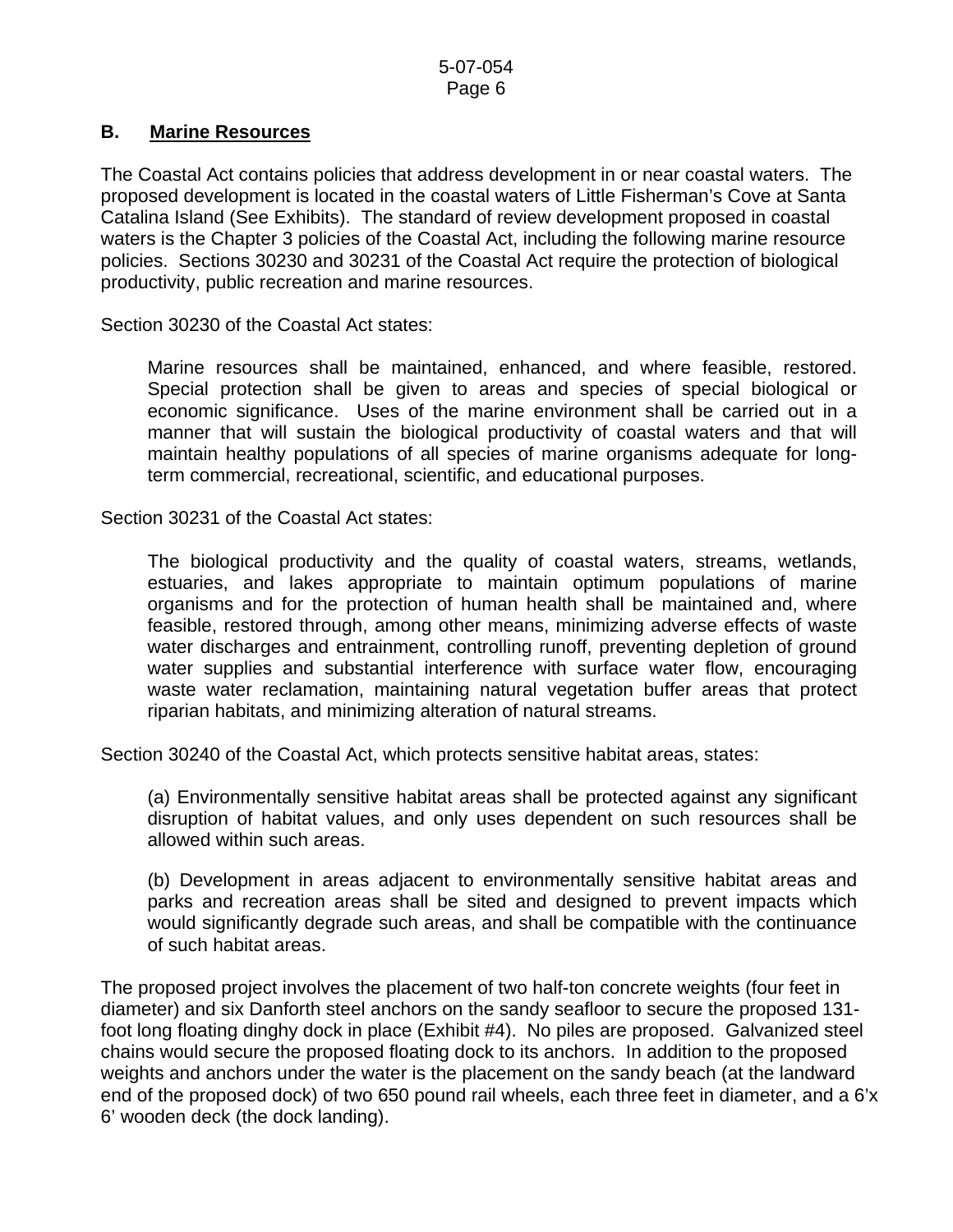## B. Marine Resources

The Coastal Act contains policies that address development in or near coastal waters. The proposed development is located in the coastal waters of Little Fisherman's Cove at Santa Catalina Island (See Exhibits). The standard of review development proposed in coastal waters is the Chapter 3 policies of the Coastal Act, including the following marine resource policies. Sections 30230 and 30231 of the Coastal Act require the protection of biological productivity, public recreation and marine resources.

Section 30230 of the Coastal Act states:

> Marine resources shall be maintained, enhanced, and where feasible, restored. Special protection shall be given to areas and species of special biological or economic significance. Uses of the marine environment shall be carried out in a manner that will sustain the biological productivity of coastal waters and that will maintain healthy populations of all species of marine organisms adequate for long-term commercial, recreational, scientific, and educational purposes.

Section 30231 of the Coastal Act states:

> The biological productivity and the quality of coastal waters, streams, wetlands, estuaries, and lakes appropriate to maintain optimum populations of marine organisms and for the protection of human health shall be maintained and, where feasible, restored through, among other means, minimizing adverse effects of waste water discharges and entrainment, controlling runoff, preventing depletion of ground water supplies and substantial interference with surface water flow, encouraging waste water reclamation, maintaining natural vegetation buffer areas that protect riparian habitats, and minimizing alteration of natural streams.

Section 30240 of the Coastal Act, which protects sensitive habitat areas, states:

> (a) Environmentally sensitive habitat areas shall be protected against any significant disruption of habitat values, and only uses dependent on such resources shall be allowed within such areas.
>
> (b) Development in areas adjacent to environmentally sensitive habitat areas and parks and recreation areas shall be sited and designed to prevent impacts which would significantly degrade such areas, and shall be compatible with the continuance of such habitat areas.

The proposed project involves the placement of two half-ton concrete weights (four feet in diameter) and six Danforth steel anchors on the sandy seafloor to secure the proposed 131-foot long floating dinghy dock in place (Exhibit #4). No piles are proposed. Galvanized steel chains would secure the proposed floating dock to its anchors. In addition to the proposed weights and anchors under the water is the placement on the sandy beach (at the landward end of the proposed dock) of two 650 pound rail wheels, each three feet in diameter, and a 6'x 6' wooden deck (the dock landing).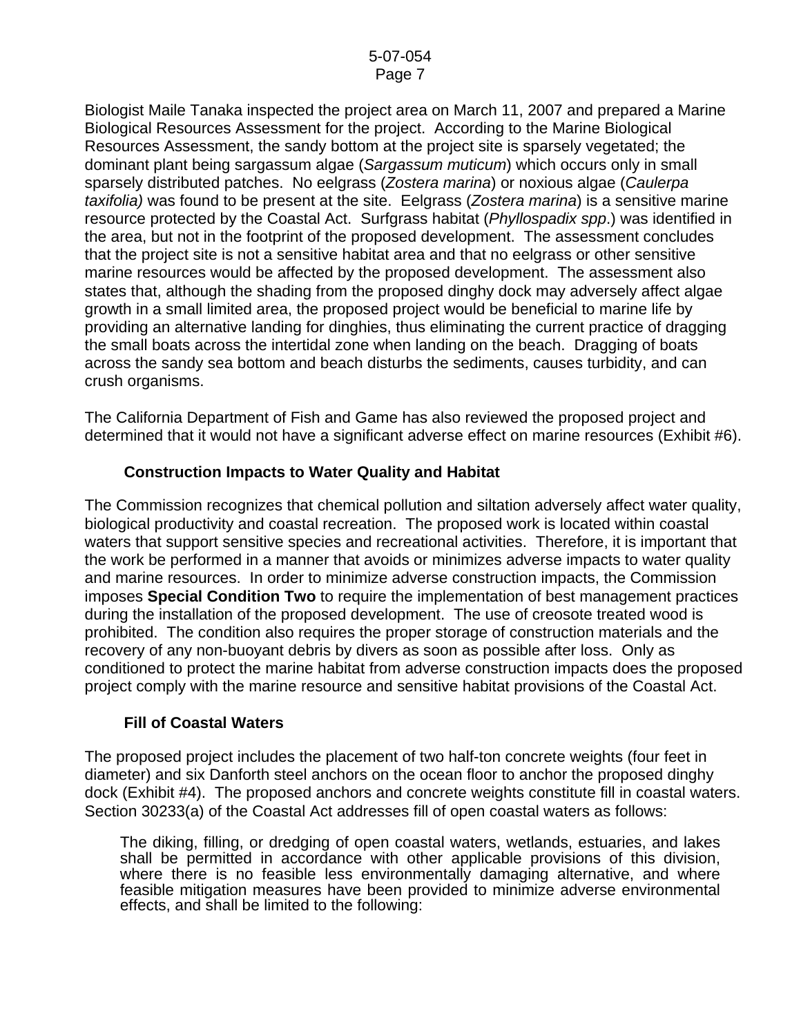Biologist Maile Tanaka inspected the project area on March 11, 2007 and prepared a Marine Biological Resources Assessment for the project. According to the Marine Biological Resources Assessment, the sandy bottom at the project site is sparsely vegetated; the dominant plant being sargassum algae (*Sargassum muticum*) which occurs only in small sparsely distributed patches. No eelgrass (*Zostera marina*) or noxious algae (*Caulerpa taxifolia)* was found to be present at the site. Eelgrass (*Zostera marina*) is a sensitive marine resource protected by the Coastal Act. Surfgrass habitat (*Phyllospadix spp*.) was identified in the area, but not in the footprint of the proposed development. The assessment concludes that the project site is not a sensitive habitat area and that no eelgrass or other sensitive marine resources would be affected by the proposed development. The assessment also states that, although the shading from the proposed dinghy dock may adversely affect algae growth in a small limited area, the proposed project would be beneficial to marine life by providing an alternative landing for dinghies, thus eliminating the current practice of dragging the small boats across the intertidal zone when landing on the beach. Dragging of boats across the sandy sea bottom and beach disturbs the sediments, causes turbidity, and can crush organisms.

The California Department of Fish and Game has also reviewed the proposed project and determined that it would not have a significant adverse effect on marine resources (Exhibit #6).

### Construction Impacts to Water Quality and Habitat

The Commission recognizes that chemical pollution and siltation adversely affect water quality, biological productivity and coastal recreation. The proposed work is located within coastal waters that support sensitive species and recreational activities. Therefore, it is important that the work be performed in a manner that avoids or minimizes adverse impacts to water quality and marine resources. In order to minimize adverse construction impacts, the Commission imposes **Special Condition Two** to require the implementation of best management practices during the installation of the proposed development. The use of creosote treated wood is prohibited. The condition also requires the proper storage of construction materials and the recovery of any non-buoyant debris by divers as soon as possible after loss. Only as conditioned to protect the marine habitat from adverse construction impacts does the proposed project comply with the marine resource and sensitive habitat provisions of the Coastal Act.

### Fill of Coastal Waters

The proposed project includes the placement of two half-ton concrete weights (four feet in diameter) and six Danforth steel anchors on the ocean floor to anchor the proposed dinghy dock (Exhibit #4). The proposed anchors and concrete weights constitute fill in coastal waters. Section 30233(a) of the Coastal Act addresses fill of open coastal waters as follows:

> The diking, filling, or dredging of open coastal waters, wetlands, estuaries, and lakes shall be permitted in accordance with other applicable provisions of this division, where there is no feasible less environmentally damaging alternative, and where feasible mitigation measures have been provided to minimize adverse environmental effects, and shall be limited to the following: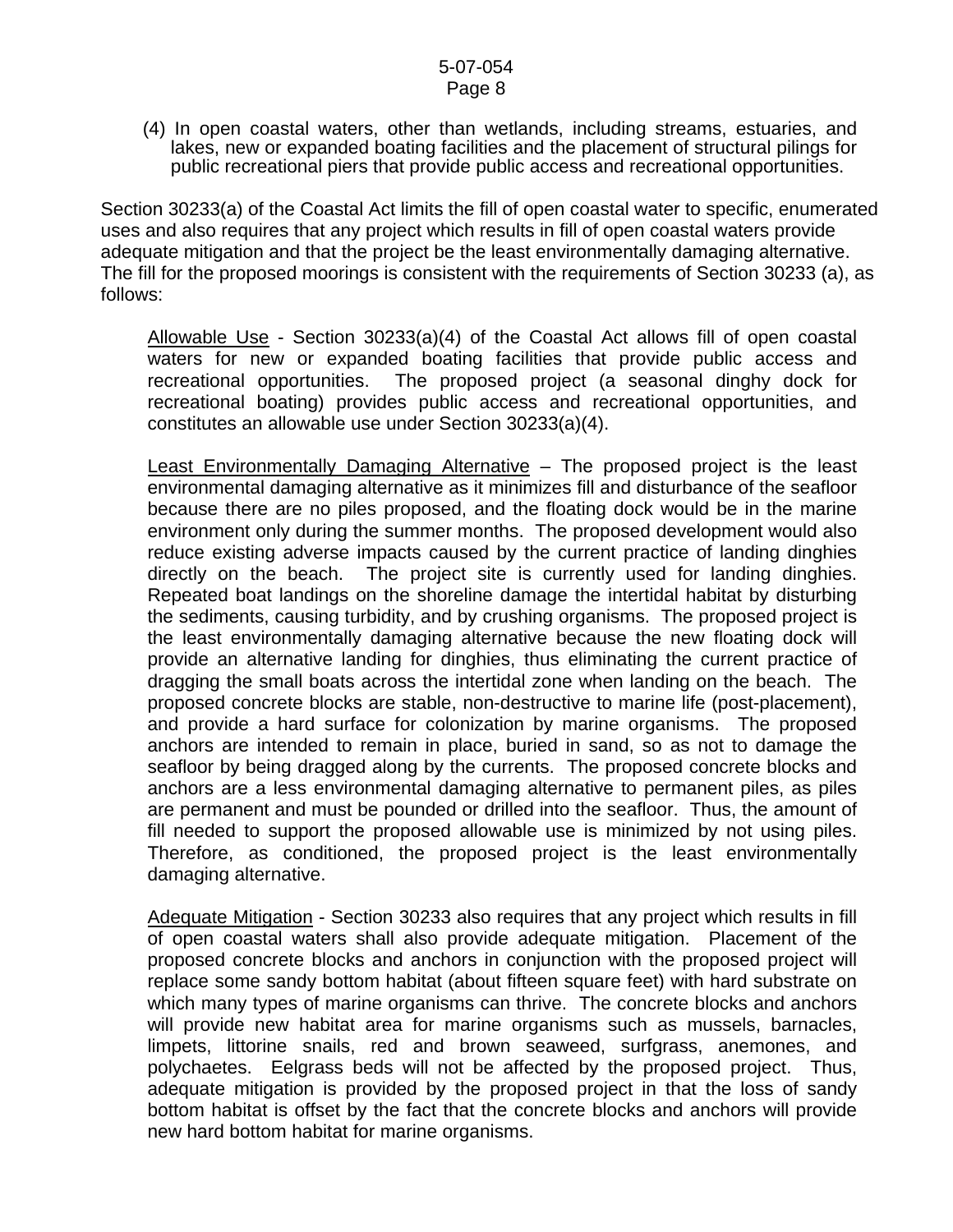(4) In open coastal waters, other than wetlands, including streams, estuaries, and lakes, new or expanded boating facilities and the placement of structural pilings for public recreational piers that provide public access and recreational opportunities.

Section 30233(a) of the Coastal Act limits the fill of open coastal water to specific, enumerated uses and also requires that any project which results in fill of open coastal waters provide adequate mitigation and that the project be the least environmentally damaging alternative. The fill for the proposed moorings is consistent with the requirements of Section 30233 (a), as follows:

> <u>Allowable Use</u> - Section 30233(a)(4) of the Coastal Act allows fill of open coastal waters for new or expanded boating facilities that provide public access and recreational opportunities. The proposed project (a seasonal dinghy dock for recreational boating) provides public access and recreational opportunities, and constitutes an allowable use under Section 30233(a)(4).
>
> <u>Least Environmentally Damaging Alternative</u> – The proposed project is the least environmental damaging alternative as it minimizes fill and disturbance of the seafloor because there are no piles proposed, and the floating dock would be in the marine environment only during the summer months. The proposed development would also reduce existing adverse impacts caused by the current practice of landing dinghies directly on the beach. The project site is currently used for landing dinghies. Repeated boat landings on the shoreline damage the intertidal habitat by disturbing the sediments, causing turbidity, and by crushing organisms. The proposed project is the least environmentally damaging alternative because the new floating dock will provide an alternative landing for dinghies, thus eliminating the current practice of dragging the small boats across the intertidal zone when landing on the beach. The proposed concrete blocks are stable, non-destructive to marine life (post-placement), and provide a hard surface for colonization by marine organisms. The proposed anchors are intended to remain in place, buried in sand, so as not to damage the seafloor by being dragged along by the currents. The proposed concrete blocks and anchors are a less environmental damaging alternative to permanent piles, as piles are permanent and must be pounded or drilled into the seafloor. Thus, the amount of fill needed to support the proposed allowable use is minimized by not using piles. Therefore, as conditioned, the proposed project is the least environmentally damaging alternative.
>
> <u>Adequate Mitigation</u> - Section 30233 also requires that any project which results in fill of open coastal waters shall also provide adequate mitigation. Placement of the proposed concrete blocks and anchors in conjunction with the proposed project will replace some sandy bottom habitat (about fifteen square feet) with hard substrate on which many types of marine organisms can thrive. The concrete blocks and anchors will provide new habitat area for marine organisms such as mussels, barnacles, limpets, littorine snails, red and brown seaweed, surfgrass, anemones, and polychaetes. Eelgrass beds will not be affected by the proposed project. Thus, adequate mitigation is provided by the proposed project in that the loss of sandy bottom habitat is offset by the fact that the concrete blocks and anchors will provide new hard bottom habitat for marine organisms.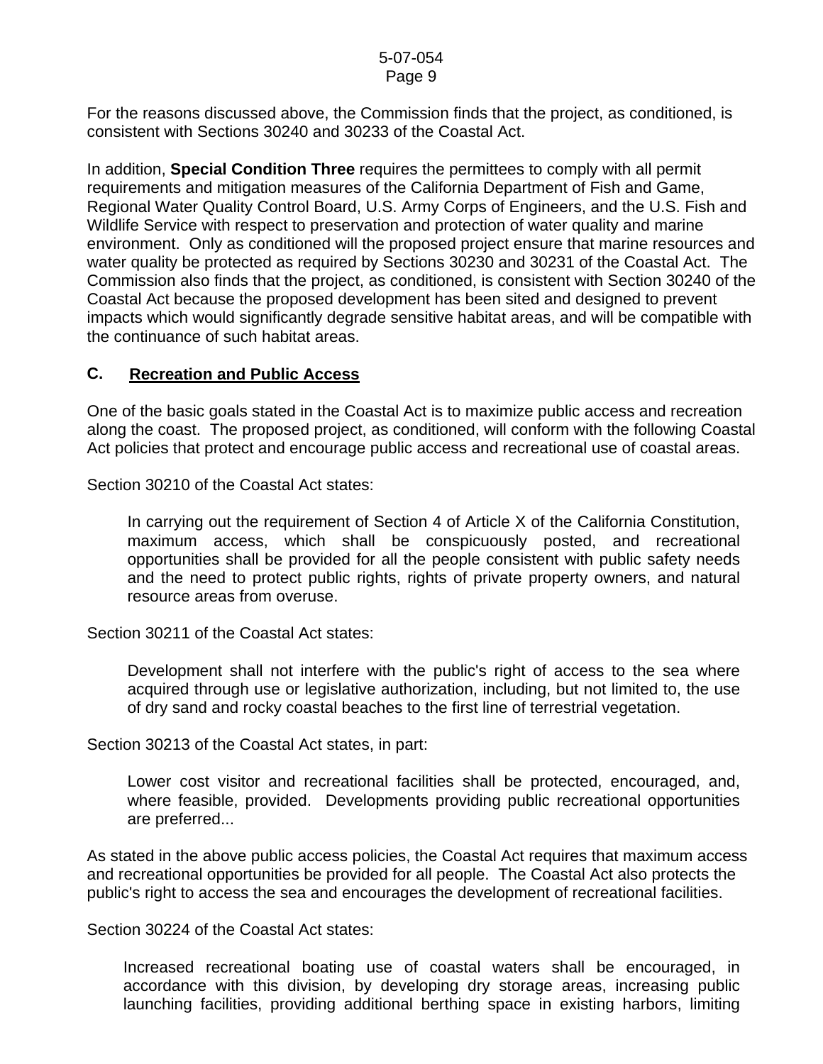For the reasons discussed above, the Commission finds that the project, as conditioned, is consistent with Sections 30240 and 30233 of the Coastal Act.

In addition, **Special Condition Three** requires the permittees to comply with all permit requirements and mitigation measures of the California Department of Fish and Game, Regional Water Quality Control Board, U.S. Army Corps of Engineers, and the U.S. Fish and Wildlife Service with respect to preservation and protection of water quality and marine environment. Only as conditioned will the proposed project ensure that marine resources and water quality be protected as required by Sections 30230 and 30231 of the Coastal Act. The Commission also finds that the project, as conditioned, is consistent with Section 30240 of the Coastal Act because the proposed development has been sited and designed to prevent impacts which would significantly degrade sensitive habitat areas, and will be compatible with the continuance of such habitat areas.

## C. Recreation and Public Access

One of the basic goals stated in the Coastal Act is to maximize public access and recreation along the coast. The proposed project, as conditioned, will conform with the following Coastal Act policies that protect and encourage public access and recreational use of coastal areas.

Section 30210 of the Coastal Act states:

> In carrying out the requirement of Section 4 of Article X of the California Constitution, maximum access, which shall be conspicuously posted, and recreational opportunities shall be provided for all the people consistent with public safety needs and the need to protect public rights, rights of private property owners, and natural resource areas from overuse.

Section 30211 of the Coastal Act states:

> Development shall not interfere with the public's right of access to the sea where acquired through use or legislative authorization, including, but not limited to, the use of dry sand and rocky coastal beaches to the first line of terrestrial vegetation.

Section 30213 of the Coastal Act states, in part:

> Lower cost visitor and recreational facilities shall be protected, encouraged, and, where feasible, provided. Developments providing public recreational opportunities are preferred...

As stated in the above public access policies, the Coastal Act requires that maximum access and recreational opportunities be provided for all people. The Coastal Act also protects the public's right to access the sea and encourages the development of recreational facilities.

Section 30224 of the Coastal Act states:

> Increased recreational boating use of coastal waters shall be encouraged, in accordance with this division, by developing dry storage areas, increasing public launching facilities, providing additional berthing space in existing harbors, limiting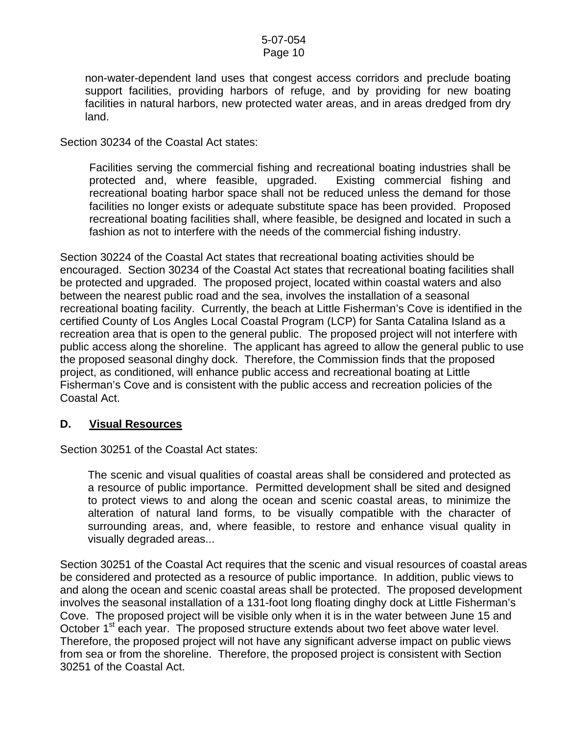> non-water-dependent land uses that congest access corridors and preclude boating support facilities, providing harbors of refuge, and by providing for new boating facilities in natural harbors, new protected water areas, and in areas dredged from dry land.

Section 30234 of the Coastal Act states:

> Facilities serving the commercial fishing and recreational boating industries shall be protected and, where feasible, upgraded. Existing commercial fishing and recreational boating harbor space shall not be reduced unless the demand for those facilities no longer exists or adequate substitute space has been provided. Proposed recreational boating facilities shall, where feasible, be designed and located in such a fashion as not to interfere with the needs of the commercial fishing industry.

Section 30224 of the Coastal Act states that recreational boating activities should be encouraged. Section 30234 of the Coastal Act states that recreational boating facilities shall be protected and upgraded. The proposed project, located within coastal waters and also between the nearest public road and the sea, involves the installation of a seasonal recreational boating facility. Currently, the beach at Little Fisherman's Cove is identified in the certified County of Los Angles Local Coastal Program (LCP) for Santa Catalina Island as a recreation area that is open to the general public. The proposed project will not interfere with public access along the shoreline. The applicant has agreed to allow the general public to use the proposed seasonal dinghy dock. Therefore, the Commission finds that the proposed project, as conditioned, will enhance public access and recreational boating at Little Fisherman's Cove and is consistent with the public access and recreation policies of the Coastal Act.

## D. Visual Resources

Section 30251 of the Coastal Act states:

> The scenic and visual qualities of coastal areas shall be considered and protected as a resource of public importance. Permitted development shall be sited and designed to protect views to and along the ocean and scenic coastal areas, to minimize the alteration of natural land forms, to be visually compatible with the character of surrounding areas, and, where feasible, to restore and enhance visual quality in visually degraded areas...

Section 30251 of the Coastal Act requires that the scenic and visual resources of coastal areas be considered and protected as a resource of public importance. In addition, public views to and along the ocean and scenic coastal areas shall be protected. The proposed development involves the seasonal installation of a 131-foot long floating dinghy dock at Little Fisherman's Cove. The proposed project will be visible only when it is in the water between June 15 and October 1st each year. The proposed structure extends about two feet above water level. Therefore, the proposed project will not have any significant adverse impact on public views from sea or from the shoreline. Therefore, the proposed project is consistent with Section 30251 of the Coastal Act.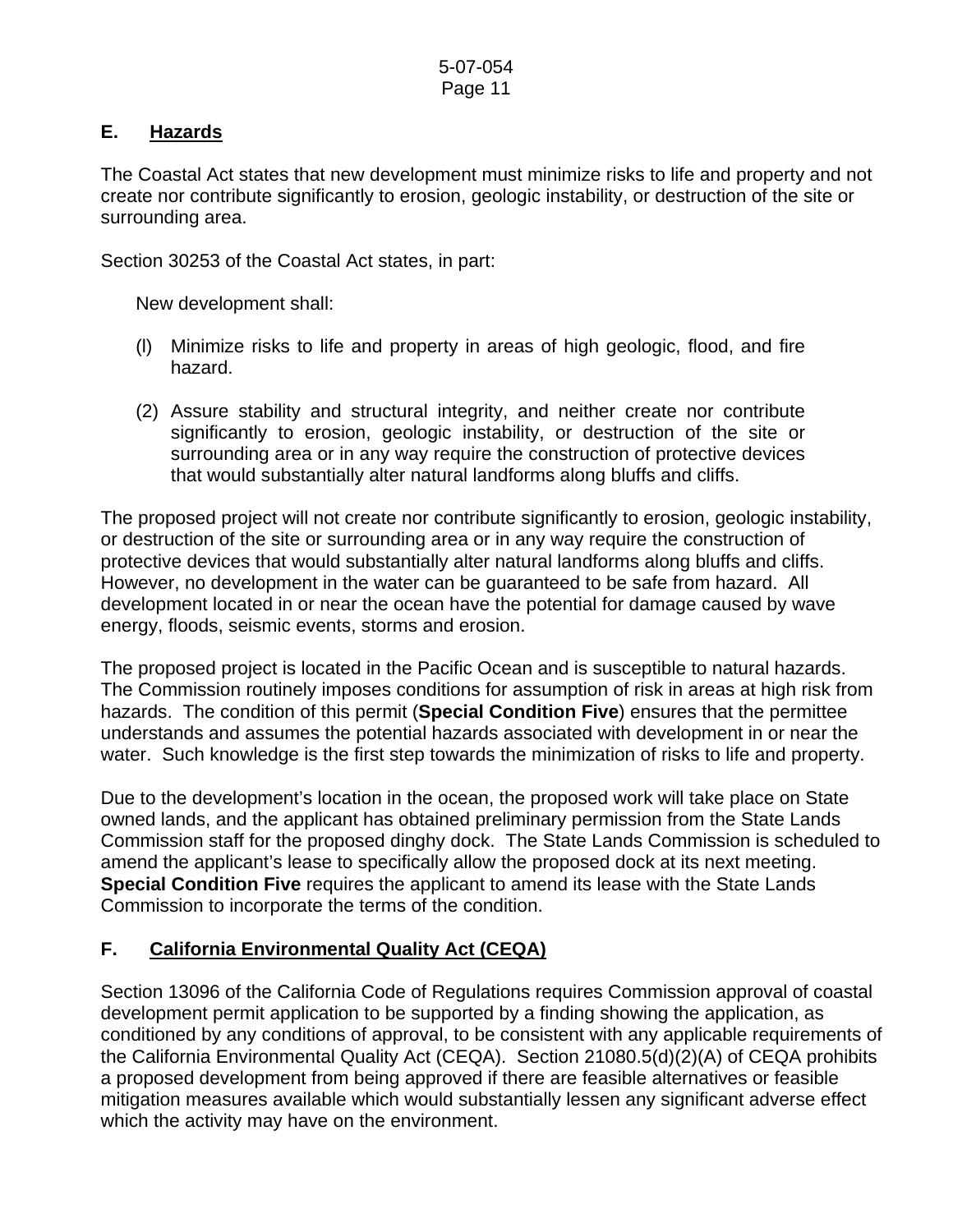### E. Hazards

The Coastal Act states that new development must minimize risks to life and property and not create nor contribute significantly to erosion, geologic instability, or destruction of the site or surrounding area.

Section 30253 of the Coastal Act states, in part:

> New development shall:
>
> (l) Minimize risks to life and property in areas of high geologic, flood, and fire hazard.
>
> (2) Assure stability and structural integrity, and neither create nor contribute significantly to erosion, geologic instability, or destruction of the site or surrounding area or in any way require the construction of protective devices that would substantially alter natural landforms along bluffs and cliffs.

The proposed project will not create nor contribute significantly to erosion, geologic instability, or destruction of the site or surrounding area or in any way require the construction of protective devices that would substantially alter natural landforms along bluffs and cliffs. However, no development in the water can be guaranteed to be safe from hazard. All development located in or near the ocean have the potential for damage caused by wave energy, floods, seismic events, storms and erosion.

The proposed project is located in the Pacific Ocean and is susceptible to natural hazards. The Commission routinely imposes conditions for assumption of risk in areas at high risk from hazards. The condition of this permit (**Special Condition Five**) ensures that the permittee understands and assumes the potential hazards associated with development in or near the water. Such knowledge is the first step towards the minimization of risks to life and property.

Due to the development's location in the ocean, the proposed work will take place on State owned lands, and the applicant has obtained preliminary permission from the State Lands Commission staff for the proposed dinghy dock. The State Lands Commission is scheduled to amend the applicant's lease to specifically allow the proposed dock at its next meeting. **Special Condition Five** requires the applicant to amend its lease with the State Lands Commission to incorporate the terms of the condition.

### F. California Environmental Quality Act (CEQA)

Section 13096 of the California Code of Regulations requires Commission approval of coastal development permit application to be supported by a finding showing the application, as conditioned by any conditions of approval, to be consistent with any applicable requirements of the California Environmental Quality Act (CEQA). Section 21080.5(d)(2)(A) of CEQA prohibits a proposed development from being approved if there are feasible alternatives or feasible mitigation measures available which would substantially lessen any significant adverse effect which the activity may have on the environment.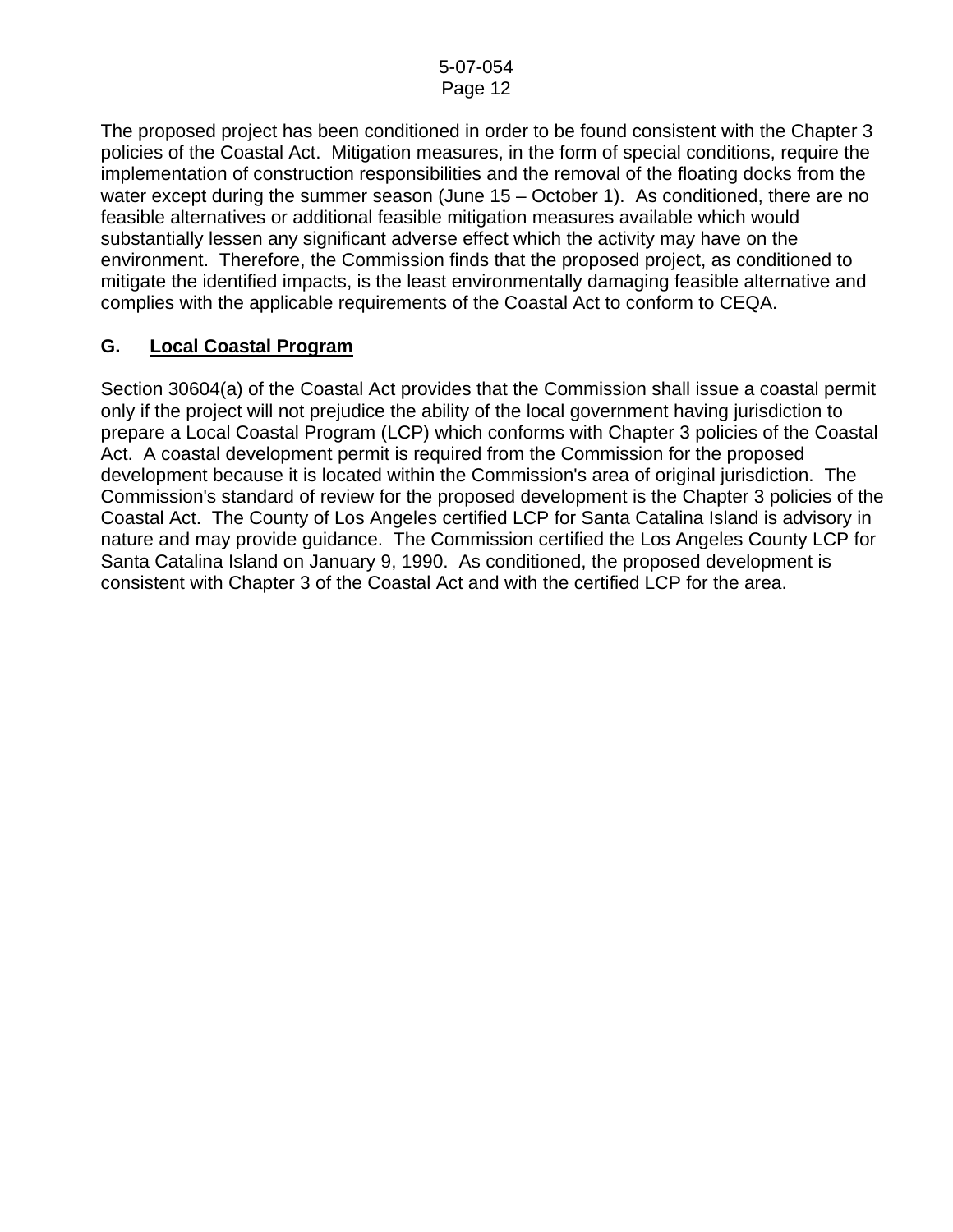The proposed project has been conditioned in order to be found consistent with the Chapter 3 policies of the Coastal Act. Mitigation measures, in the form of special conditions, require the implementation of construction responsibilities and the removal of the floating docks from the water except during the summer season (June 15 – October 1). As conditioned, there are no feasible alternatives or additional feasible mitigation measures available which would substantially lessen any significant adverse effect which the activity may have on the environment. Therefore, the Commission finds that the proposed project, as conditioned to mitigate the identified impacts, is the least environmentally damaging feasible alternative and complies with the applicable requirements of the Coastal Act to conform to CEQA.

## G. Local Coastal Program

Section 30604(a) of the Coastal Act provides that the Commission shall issue a coastal permit only if the project will not prejudice the ability of the local government having jurisdiction to prepare a Local Coastal Program (LCP) which conforms with Chapter 3 policies of the Coastal Act. A coastal development permit is required from the Commission for the proposed development because it is located within the Commission's area of original jurisdiction. The Commission's standard of review for the proposed development is the Chapter 3 policies of the Coastal Act. The County of Los Angeles certified LCP for Santa Catalina Island is advisory in nature and may provide guidance. The Commission certified the Los Angeles County LCP for Santa Catalina Island on January 9, 1990. As conditioned, the proposed development is consistent with Chapter 3 of the Coastal Act and with the certified LCP for the area.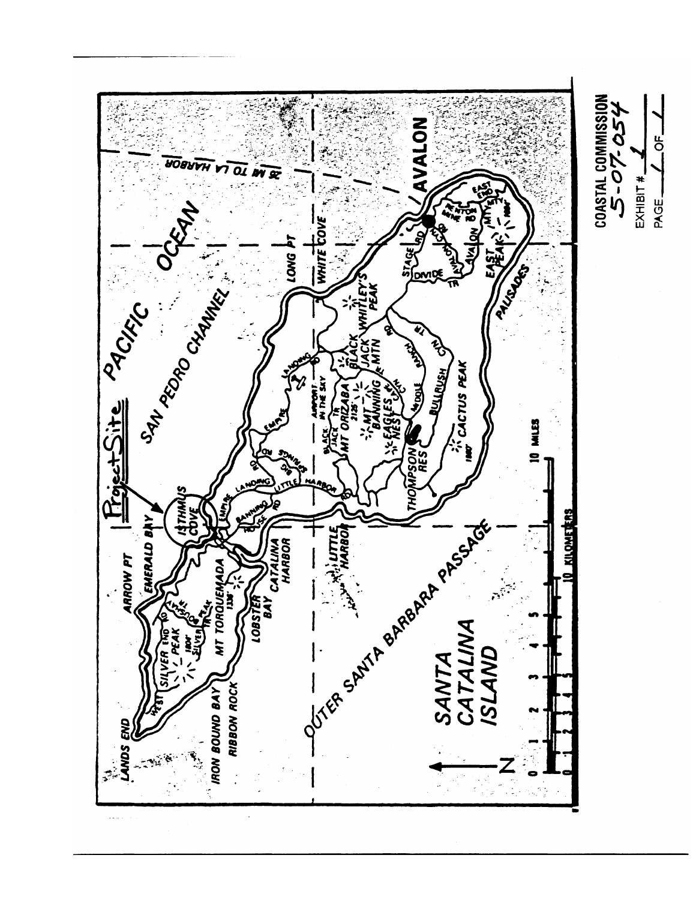Project Site

SANTA CATALINA ISLAND

PACIFIC OCEAN

SAN PEDRO CHANNEL

OUTER SANTA BARBARA PASSAGE

26 MI TO LA HARBOR

AVALON

ISTHMUS COVE

LANDS END, IRON BOUND BAY, RIBBON ROCK, WEST END RD, SILVER PEAK 1804', ARROW PT, EMERALD BAY, MT TORQUEMADA 1336', LOBSTER BAY, CATALINA HARBOR, LITTLE HARBOR, BANNING HOUSE RD, EMPIRE LANDING RD, BIG SPRINGS RD, LITTLE HARBOR RD, AIRPORT IN THE SKY, BLACK JACK TR, MT ORIZABA 2125', MT BANNING, EAGLES NEST, BLACK JACK MTN, WHITLEY'S PEAK, THOMPSON RES, CACTUS PEAK 1560', BULLRUSH CYN, MIDDLE RANCH, LONG PT, WHITE COVE, STAGE RD, DIVIDE TR, AVALON CYN, AVALON BAY, MT AYRES 1504', EAST PEAK, EAST END, PALISADES

0 1 2 3 4 5 10 MILES

0 1 2 3 4 5 10 KILOMETERS

N

COASTAL COMMISSION 5-07-054

EXHIBIT # 1

PAGE 1 OF 1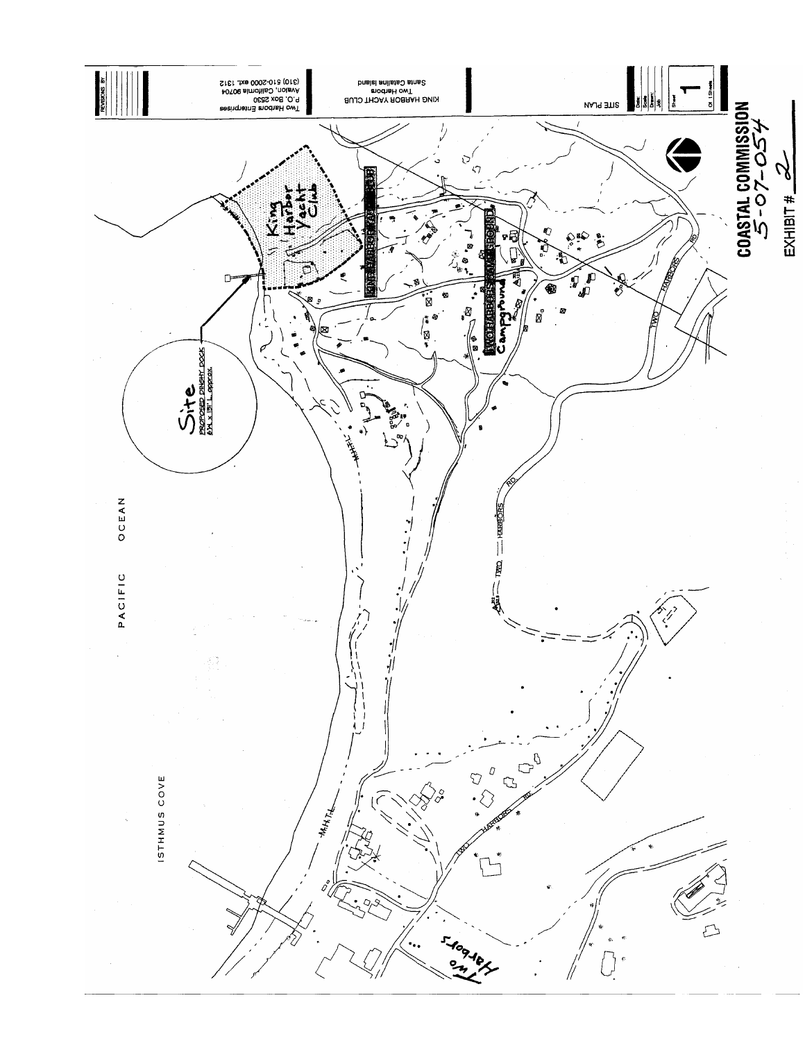PACIFIC OCEAN

ISTHMUS COVE

Site
PROPOSED DINGHY DOCK
6'W x 151' L approx.

King Harbor Yacht Club

KING HARBOR YACHT CLUB

TWO HARBORS CAMPGROUND

Campground

M.H.T.L.

TWO HARBORS RD.

Two Harbors

Two Harbors Enterprises
P.O. Box 2530
Avalon, California 90704
(310) 510-2000 ext. 1312

KING HARBOR YACHT CLUB
Two Harbors
Santa Catalina Island

SITE PLAN

Sheet 1 Of 1 Sheets

**COASTAL COMMISSION**
5-07-054

EXHIBIT # 2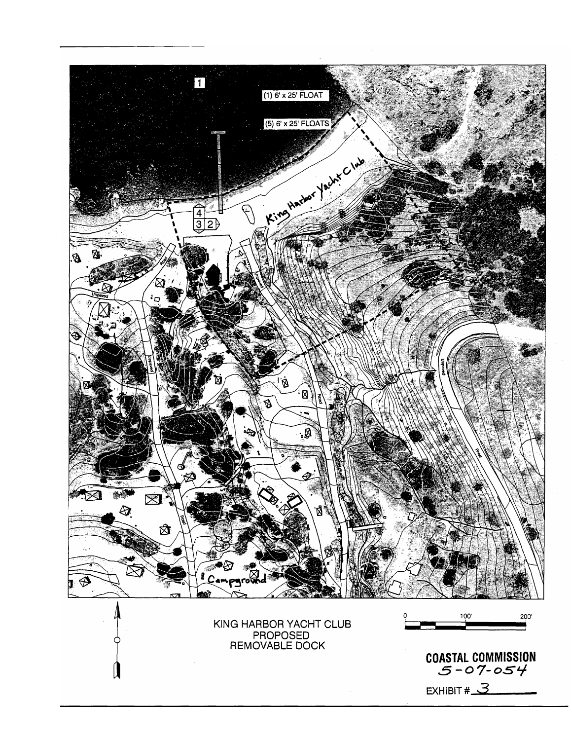1

(1) 6' x 25' FLOAT

(5) 6' x 25' FLOATS

King Harbor Yacht Club

4

3 2

Campground

KING HARBOR YACHT CLUB
PROPOSED
REMOVABLE DOCK

0 100' 200'

**COASTAL COMMISSION**
5-07-054

EXHIBIT # 3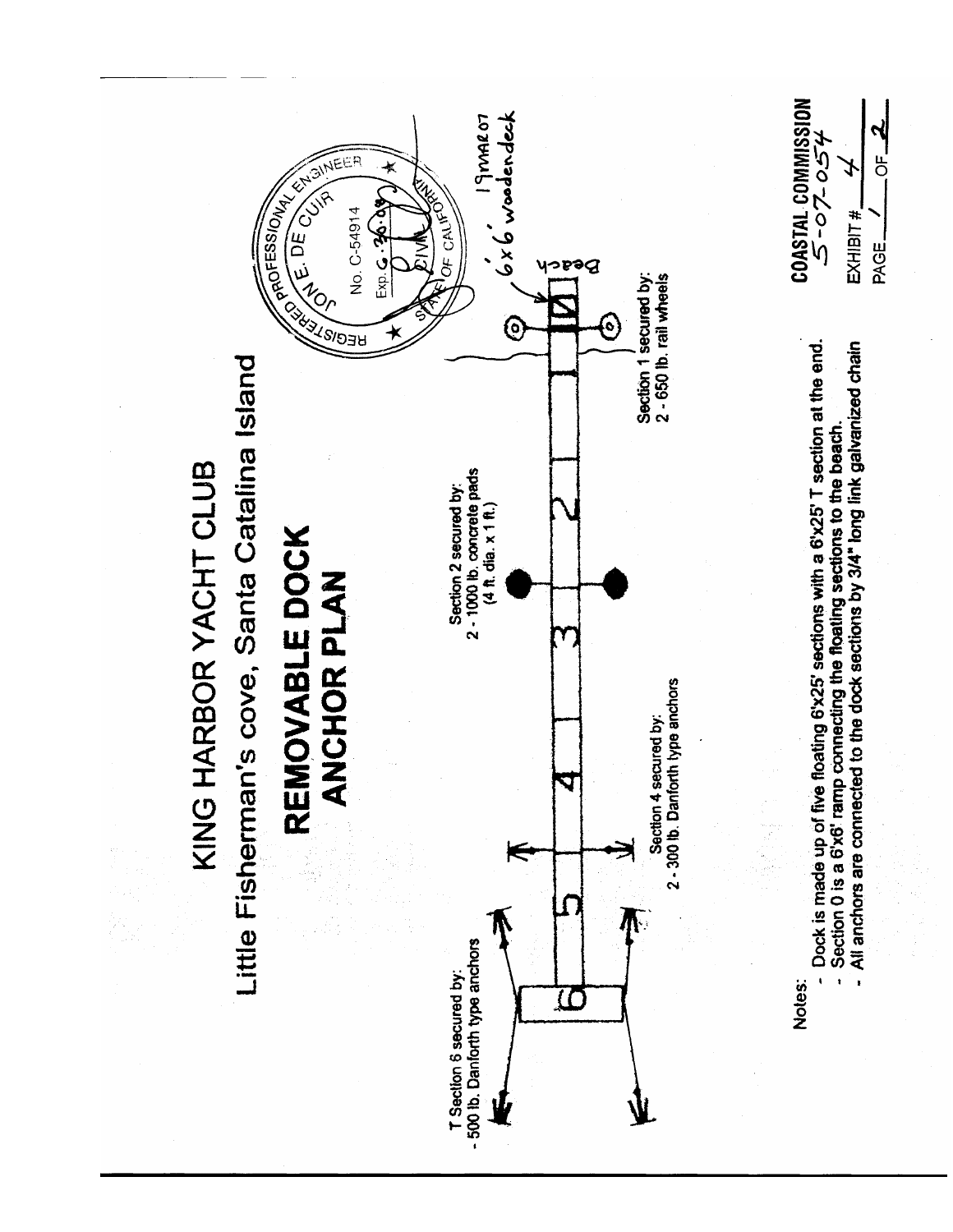# KING HARBOR YACHT CLUB

Little Fisherman's cove, Santa Catalina Island

## REMOVABLE DOCK ANCHOR PLAN

T Section 6 secured by:
- 500 lb. Danforth type anchors

Section 4 secured by:
2 - 300 lb. Danforth type anchors

Section 2 secured by:
2 - 1000 lb. concrete pads
(4 ft. dia. x 1 ft.)

Section 1 secured by:
2 - 650 lb. rail wheels

6 5 4 3 2 1 0

Beach

6'x6' woodendeck

19 MAR 07

REGISTERED PROFESSIONAL ENGINEER
JON E. DE CUIR
No. C-54914
Exp. 6-30-08
CIVIL
STATE OF CALIFORNIA

Notes:
- Dock is made up of five floating 6'x25' sections with a 6'x25' T section at the end.
- Section 0 is a 6'x6' ramp connecting the floating sections to the beach.
- All anchors are connected to the dock sections by 3/4" long link galvanized chain

**COASTAL COMMISSION**
5-07-054

EXHIBIT # 4

PAGE 1 OF 2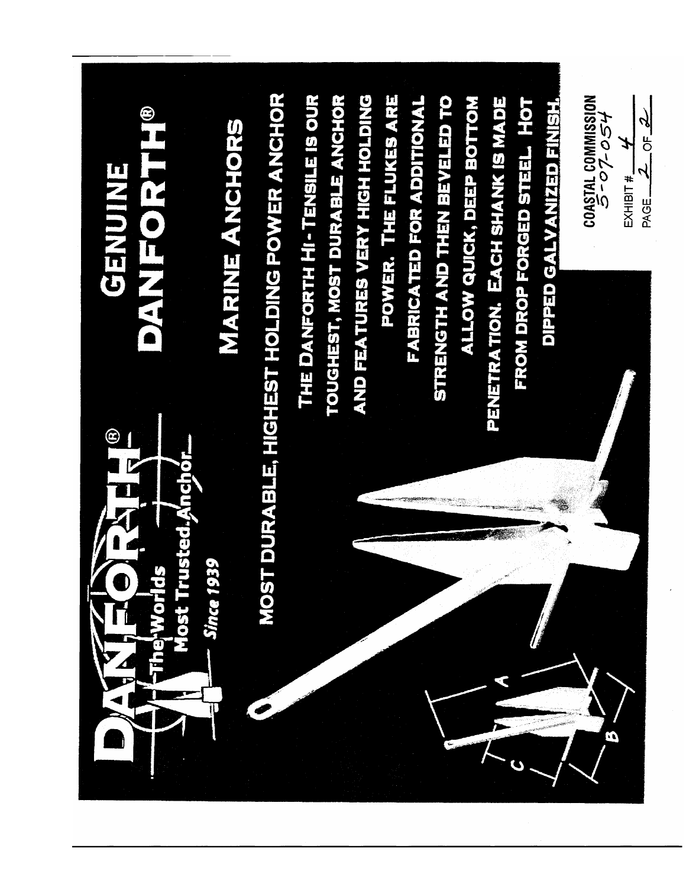# DANFORTH®

The Worlds Most Trusted Anchor

Since 1939

## GENUINE DANFORTH®

## MARINE ANCHORS

**MOST DURABLE, HIGHEST HOLDING POWER ANCHOR**

THE DANFORTH HI-TENSILE IS OUR TOUGHEST, MOST DURABLE ANCHOR AND FEATURES VERY HIGH HOLDING POWER. THE FLUKES ARE FABRICATED FOR ADDITIONAL STRENGTH AND THEN BEVELED TO ALLOW QUICK, DEEP BOTTOM PENETRATION. EACH SHANK IS MADE FROM DROP FORGED STEEL. HOT DIPPED GALVANIZED FINISH.

A

B

C

COASTAL COMMISSION
5-07-054

EXHIBIT # 4

PAGE 2 OF 2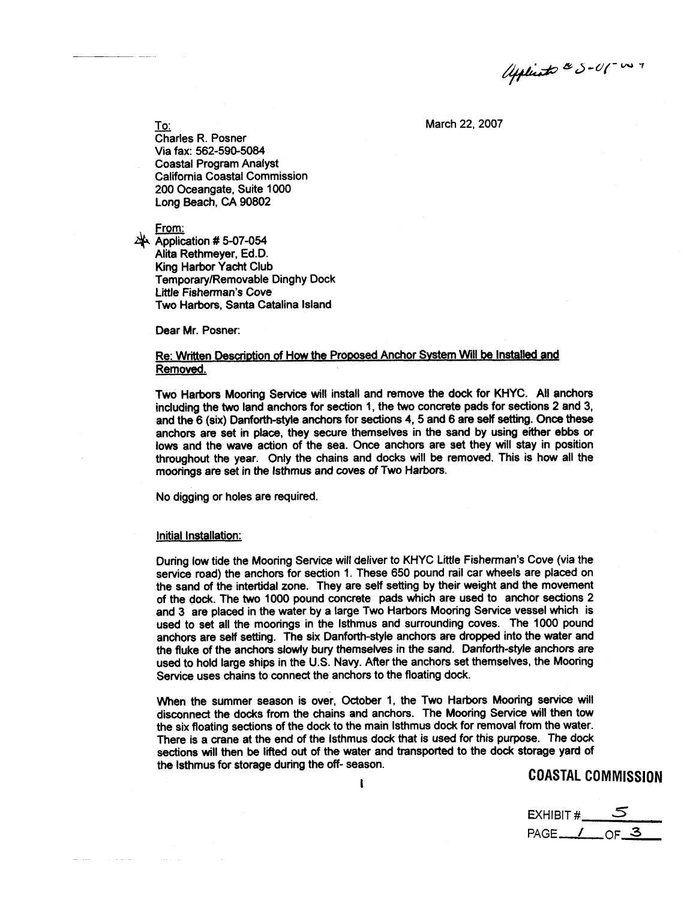Applicant 5-07-054

March 22, 2007

To:
Charles R. Posner
Via fax: 562-590-5084
Coastal Program Analyst
California Coastal Commission
200 Oceangate, Suite 1000
Long Beach, CA 90802

From:
Application # 5-07-054
Alita Rethmeyer, Ed.D.
King Harbor Yacht Club
Temporary/Removable Dinghy Dock
Little Fisherman's Cove
Two Harbors, Santa Catalina Island

Dear Mr. Posner:

Re: Written Description of How the Proposed Anchor System Will be Installed and Removed.

Two Harbors Mooring Service will install and remove the dock for KHYC. All anchors including the two land anchors for section 1, the two concrete pads for sections 2 and 3, and the 6 (six) Danforth-style anchors for sections 4, 5 and 6 are self setting. Once these anchors are set in place, they secure themselves in the sand by using either ebbs or lows and the wave action of the sea. Once anchors are set they will stay in position throughout the year. Only the chains and docks will be removed. This is how all the moorings are set in the Isthmus and coves of Two Harbors.

No digging or holes are required.

Initial Installation:

During low tide the Mooring Service will deliver to KHYC Little Fisherman's Cove (via the service road) the anchors for section 1. These 650 pound rail car wheels are placed on the sand of the intertidal zone. They are self setting by their weight and the movement of the dock. The two 1000 pound concrete pads which are used to anchor sections 2 and 3 are placed in the water by a large Two Harbors Mooring Service vessel which is used to set all the moorings in the Isthmus and surrounding coves. The 1000 pound anchors are self setting. The six Danforth-style anchors are dropped into the water and the fluke of the anchors slowly bury themselves in the sand. Danforth-style anchors are used to hold large ships in the U.S. Navy. After the anchors set themselves, the Mooring Service uses chains to connect the anchors to the floating dock.

When the summer season is over, October 1, the Two Harbors Mooring service will disconnect the docks from the chains and anchors. The Mooring Service will then tow the six floating sections of the dock to the main Isthmus dock for removal from the water. There is a crane at the end of the Isthmus dock that is used for this purpose. The dock sections will then be lifted out of the water and transported to the dock storage yard of the Isthmus for storage during the off- season.

COASTAL COMMISSION

EXHIBIT # 5
PAGE 1 OF 3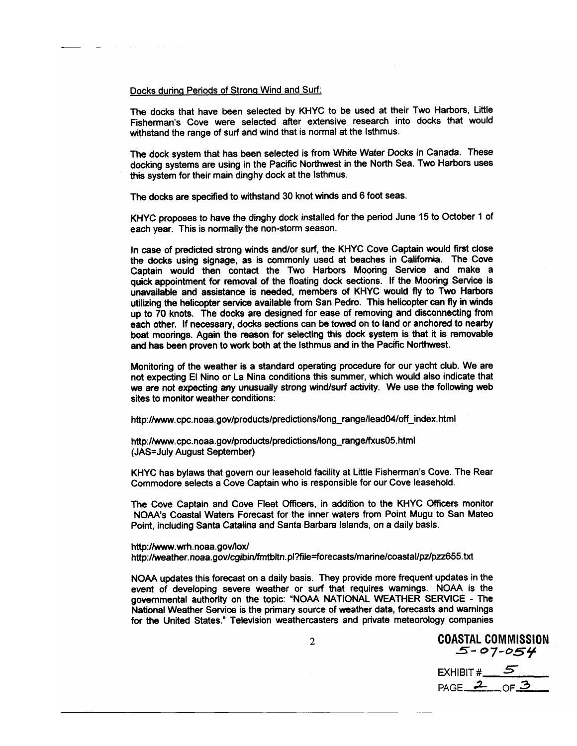Docks during Periods of Strong Wind and Surf:

The docks that have been selected by KHYC to be used at their Two Harbors, Little Fisherman's Cove were selected after extensive research into docks that would withstand the range of surf and wind that is normal at the Isthmus.

The dock system that has been selected is from White Water Docks in Canada. These docking systems are using in the Pacific Northwest in the North Sea. Two Harbors uses this system for their main dinghy dock at the Isthmus.

The docks are specified to withstand 30 knot winds and 6 foot seas.

KHYC proposes to have the dinghy dock installed for the period June 15 to October 1 of each year. This is normally the non-storm season.

In case of predicted strong winds and/or surf, the KHYC Cove Captain would first close the docks using signage, as is commonly used at beaches in California. The Cove Captain would then contact the Two Harbors Mooring Service and make a quick appointment for removal of the floating dock sections. If the Mooring Service is unavailable and assistance is needed, members of KHYC would fly to Two Harbors utilizing the helicopter service available from San Pedro. This helicopter can fly in winds up to 70 knots. The docks are designed for ease of removing and disconnecting from each other. If necessary, docks sections can be towed on to land or anchored to nearby boat moorings. Again the reason for selecting this dock system is that it is removable and has been proven to work both at the Isthmus and in the Pacific Northwest.

Monitoring of the weather is a standard operating procedure for our yacht club. We are not expecting El Nino or La Nina conditions this summer, which would also indicate that we are not expecting any unusually strong wind/surf activity. We use the following web sites to monitor weather conditions:

http://www.cpc.noaa.gov/products/predictions/long_range/lead04/off_index.html

http://www.cpc.noaa.gov/products/predictions/long_range/fxus05.html
(JAS=July August September)

KHYC has bylaws that govern our leasehold facility at Little Fisherman's Cove. The Rear Commodore selects a Cove Captain who is responsible for our Cove leasehold.

The Cove Captain and Cove Fleet Officers, in addition to the KHYC Officers monitor NOAA's Coastal Waters Forecast for the inner waters from Point Mugu to San Mateo Point, including Santa Catalina and Santa Barbara Islands, on a daily basis.

http://www.wrh.noaa.gov/lox/
http://weather.noaa.gov/cgibin/fmtbltn.pl?file=forecasts/marine/coastal/pz/pzz655.txt

NOAA updates this forecast on a daily basis. They provide more frequent updates in the event of developing severe weather or surf that requires warnings. NOAA is the governmental authority on the topic: "NOAA NATIONAL WEATHER SERVICE - The National Weather Service is the primary source of weather data, forecasts and warnings for the United States." Television weathercasters and private meteorology companies

COASTAL COMMISSION
5-07-054

EXHIBIT # 5
PAGE 2 OF 3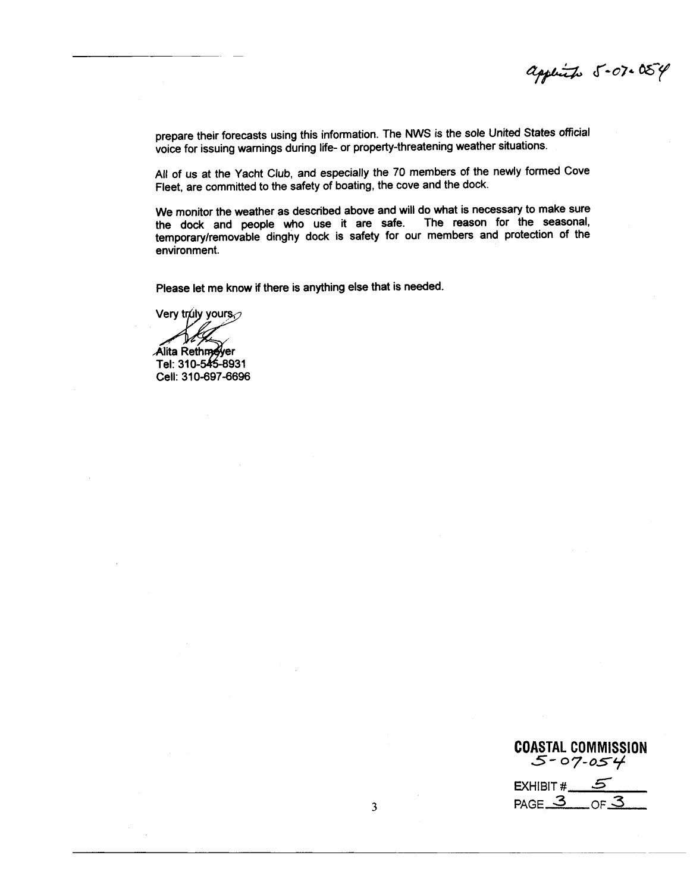applicatn 5-07-054

prepare their forecasts using this information. The NWS is the sole United States official voice for issuing warnings during life- or property-threatening weather situations.

All of us at the Yacht Club, and especially the 70 members of the newly formed Cove Fleet, are committed to the safety of boating, the cove and the dock.

We monitor the weather as described above and will do what is necessary to make sure the dock and people who use it are safe. The reason for the seasonal, temporary/removable dinghy dock is safety for our members and protection of the environment.

Please let me know if there is anything else that is needed.

Very truly yours,

Alita Rethmeyer
Tel: 310-545-8931
Cell: 310-697-6696

COASTAL COMMISSION
5-07-054

EXHIBIT # 5
PAGE 3 OF 3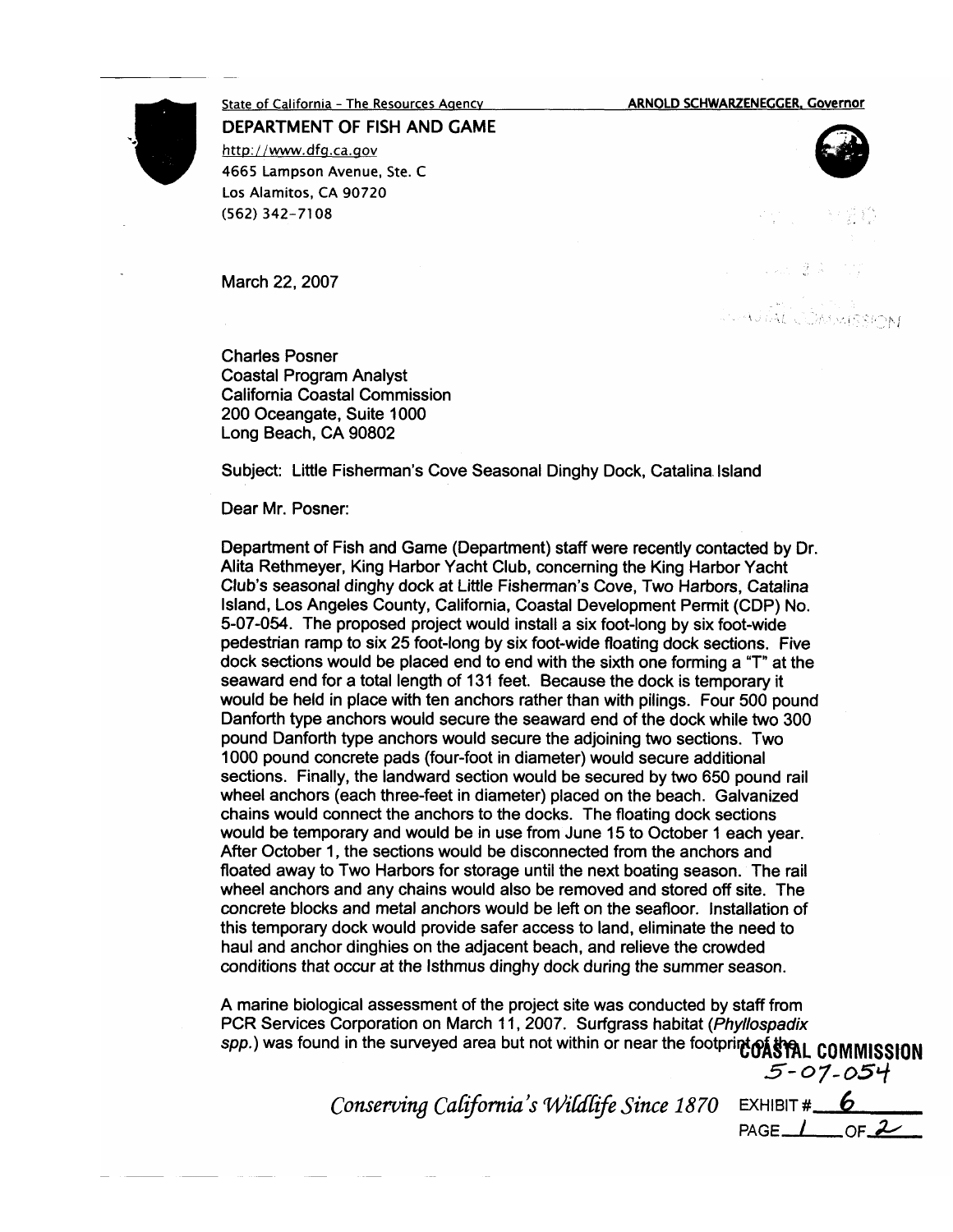State of California - The Resources Agency ARNOLD SCHWARZENEGGER, Governor

**DEPARTMENT OF FISH AND GAME**
http://www.dfg.ca.gov
4665 Lampson Avenue, Ste. C
Los Alamitos, CA 90720
(562) 342-7108

March 22, 2007

Charles Posner
Coastal Program Analyst
California Coastal Commission
200 Oceangate, Suite 1000
Long Beach, CA 90802

Subject: Little Fisherman's Cove Seasonal Dinghy Dock, Catalina Island

Dear Mr. Posner:

Department of Fish and Game (Department) staff were recently contacted by Dr. Alita Rethmeyer, King Harbor Yacht Club, concerning the King Harbor Yacht Club's seasonal dinghy dock at Little Fisherman's Cove, Two Harbors, Catalina Island, Los Angeles County, California, Coastal Development Permit (CDP) No. 5-07-054. The proposed project would install a six foot-long by six foot-wide pedestrian ramp to six 25 foot-long by six foot-wide floating dock sections. Five dock sections would be placed end to end with the sixth one forming a "T" at the seaward end for a total length of 131 feet. Because the dock is temporary it would be held in place with ten anchors rather than with pilings. Four 500 pound Danforth type anchors would secure the seaward end of the dock while two 300 pound Danforth type anchors would secure the adjoining two sections. Two 1000 pound concrete pads (four-foot in diameter) would secure additional sections. Finally, the landward section would be secured by two 650 pound rail wheel anchors (each three-feet in diameter) placed on the beach. Galvanized chains would connect the anchors to the docks. The floating dock sections would be temporary and would be in use from June 15 to October 1 each year. After October 1, the sections would be disconnected from the anchors and floated away to Two Harbors for storage until the next boating season. The rail wheel anchors and any chains would also be removed and stored off site. The concrete blocks and metal anchors would be left on the seafloor. Installation of this temporary dock would provide safer access to land, eliminate the need to haul and anchor dinghies on the adjacent beach, and relieve the crowded conditions that occur at the Isthmus dinghy dock during the summer season.

A marine biological assessment of the project site was conducted by staff from PCR Services Corporation on March 11, 2007. Surfgrass habitat (*Phyllospadix spp.*) was found in the surveyed area but not within or near the footprint of the

*Conserving California's Wildlife Since 1870*

COASTAL COMMISSION
5-07-054
EXHIBIT # 6
PAGE 1 OF 2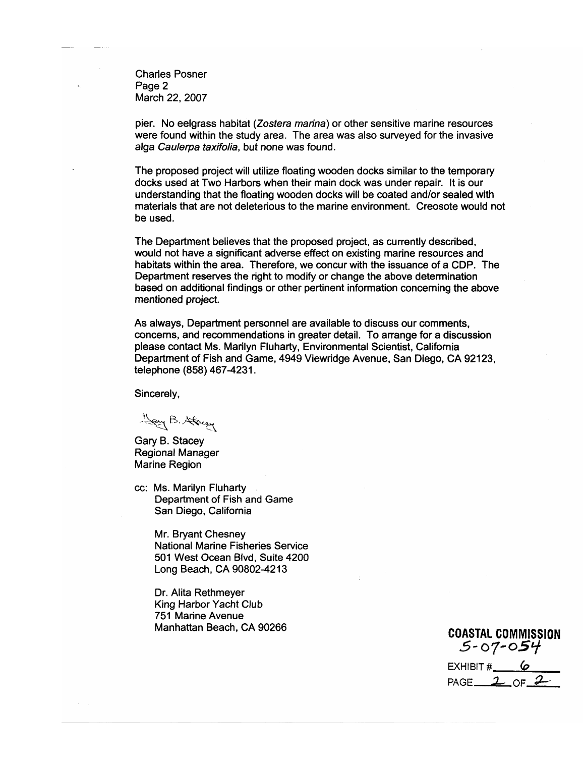Charles Posner
Page 2
March 22, 2007

pier. No eelgrass habitat (*Zostera marina*) or other sensitive marine resources were found within the study area. The area was also surveyed for the invasive alga *Caulerpa taxifolia*, but none was found.

The proposed project will utilize floating wooden docks similar to the temporary docks used at Two Harbors when their main dock was under repair. It is our understanding that the floating wooden docks will be coated and/or sealed with materials that are not deleterious to the marine environment. Creosote would not be used.

The Department believes that the proposed project, as currently described, would not have a significant adverse effect on existing marine resources and habitats within the area. Therefore, we concur with the issuance of a CDP. The Department reserves the right to modify or change the above determination based on additional findings or other pertinent information concerning the above mentioned project.

As always, Department personnel are available to discuss our comments, concerns, and recommendations in greater detail. To arrange for a discussion please contact Ms. Marilyn Fluharty, Environmental Scientist, California Department of Fish and Game, 4949 Viewridge Avenue, San Diego, CA 92123, telephone (858) 467-4231.

Sincerely,

Gary B. Stacey

Gary B. Stacey
Regional Manager
Marine Region

cc: Ms. Marilyn Fluharty
Department of Fish and Game
San Diego, California

Mr. Bryant Chesney
National Marine Fisheries Service
501 West Ocean Blvd, Suite 4200
Long Beach, CA 90802-4213

Dr. Alita Rethmeyer
King Harbor Yacht Club
751 Marine Avenue
Manhattan Beach, CA 90266

**COASTAL COMMISSION**
5-07-054
EXHIBIT # 6
PAGE 2 OF 2